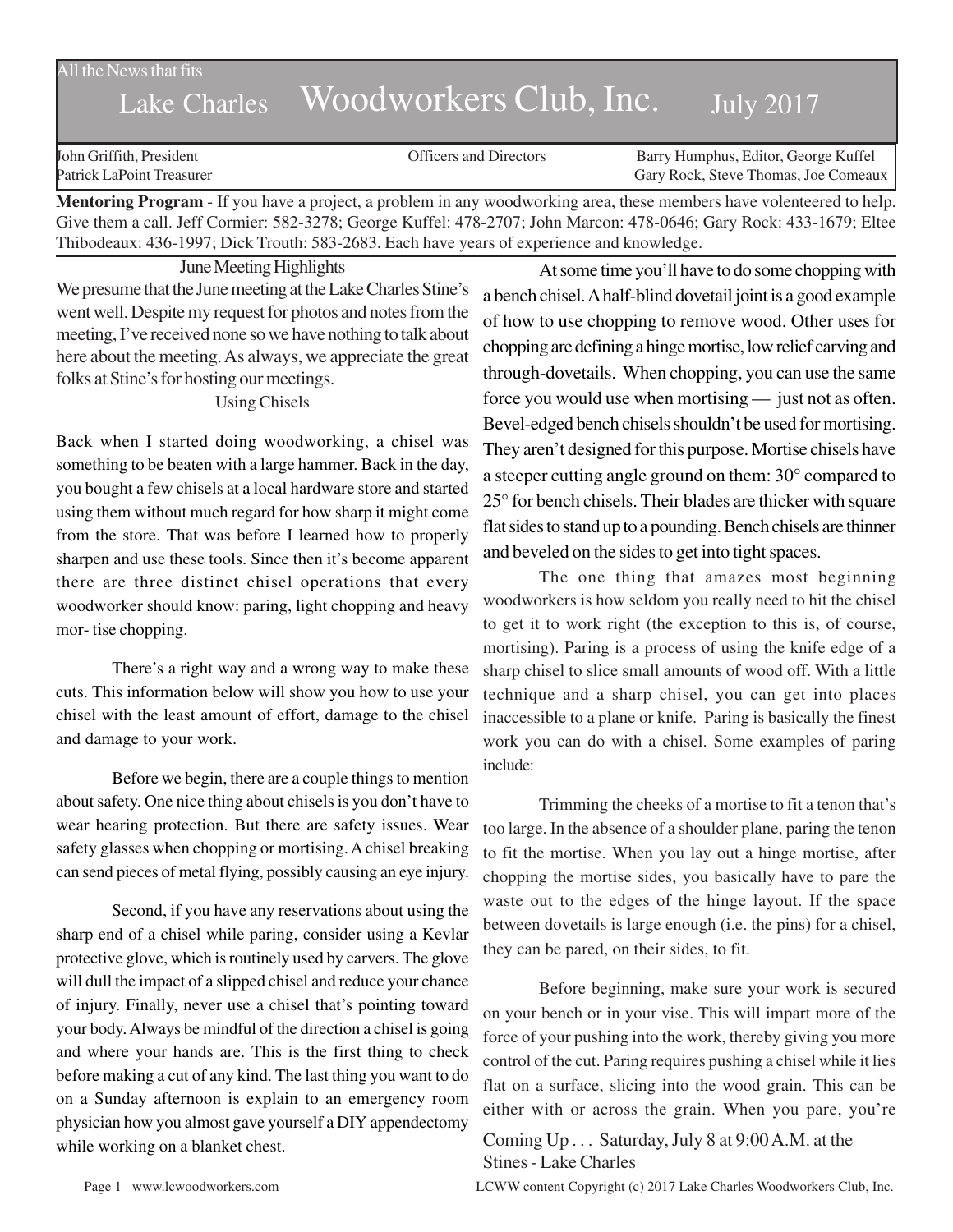All the News that fits

# Lake Charles Woodworkers Club, Inc. July 2017

John Griffith, President
Patrick LaPoint Treasurer

Officers and Directors

Barry Humphus, Editor, George Kuffel
Gary Rock, Steve Thomas, Joe Comeaux

**Mentoring Program** - If you have a project, a problem in any woodworking area, these members have volenteered to help. Give them a call. Jeff Cormier: 582-3278; George Kuffel: 478-2707; John Marcon: 478-0646; Gary Rock: 433-1679; Eltee Thibodeaux: 436-1997; Dick Trouth: 583-2683. Each have years of experience and knowledge.

## June Meeting Highlights

We presume that the June meeting at the Lake Charles Stine's went well. Despite my request for photos and notes from the meeting, I've received none so we have nothing to talk about here about the meeting. As always, we appreciate the great folks at Stine's for hosting our meetings.

## Using Chisels

Back when I started doing woodworking, a chisel was something to be beaten with a large hammer. Back in the day, you bought a few chisels at a local hardware store and started using them without much regard for how sharp it might come from the store. That was before I learned how to properly sharpen and use these tools. Since then it's become apparent there are three distinct chisel operations that every woodworker should know: paring, light chopping and heavy mor- tise chopping.

There's a right way and a wrong way to make these cuts. This information below will show you how to use your chisel with the least amount of effort, damage to the chisel and damage to your work.

Before we begin, there are a couple things to mention about safety. One nice thing about chisels is you don't have to wear hearing protection. But there are safety issues. Wear safety glasses when chopping or mortising. A chisel breaking can send pieces of metal flying, possibly causing an eye injury.

Second, if you have any reservations about using the sharp end of a chisel while paring, consider using a Kevlar protective glove, which is routinely used by carvers. The glove will dull the impact of a slipped chisel and reduce your chance of injury. Finally, never use a chisel that's pointing toward your body. Always be mindful of the direction a chisel is going and where your hands are. This is the first thing to check before making a cut of any kind. The last thing you want to do on a Sunday afternoon is explain to an emergency room physician how you almost gave yourself a DIY appendectomy while working on a blanket chest.

At some time you'll have to do some chopping with a bench chisel. A half-blind dovetail joint is a good example of how to use chopping to remove wood. Other uses for chopping are defining a hinge mortise, low relief carving and through-dovetails. When chopping, you can use the same force you would use when mortising — just not as often. Bevel-edged bench chisels shouldn't be used for mortising. They aren't designed for this purpose. Mortise chisels have a steeper cutting angle ground on them: 30° compared to 25° for bench chisels. Their blades are thicker with square flat sides to stand up to a pounding. Bench chisels are thinner and beveled on the sides to get into tight spaces.

The one thing that amazes most beginning woodworkers is how seldom you really need to hit the chisel to get it to work right (the exception to this is, of course, mortising). Paring is a process of using the knife edge of a sharp chisel to slice small amounts of wood off. With a little technique and a sharp chisel, you can get into places inaccessible to a plane or knife. Paring is basically the finest work you can do with a chisel. Some examples of paring include:

Trimming the cheeks of a mortise to fit a tenon that's too large. In the absence of a shoulder plane, paring the tenon to fit the mortise. When you lay out a hinge mortise, after chopping the mortise sides, you basically have to pare the waste out to the edges of the hinge layout. If the space between dovetails is large enough (i.e. the pins) for a chisel, they can be pared, on their sides, to fit.

Before beginning, make sure your work is secured on your bench or in your vise. This will impart more of the force of your pushing into the work, thereby giving you more control of the cut. Paring requires pushing a chisel while it lies flat on a surface, slicing into the wood grain. This can be either with or across the grain. When you pare, you're

Coming Up . . . Saturday, July 8 at 9:00 A.M. at the Stines - Lake Charles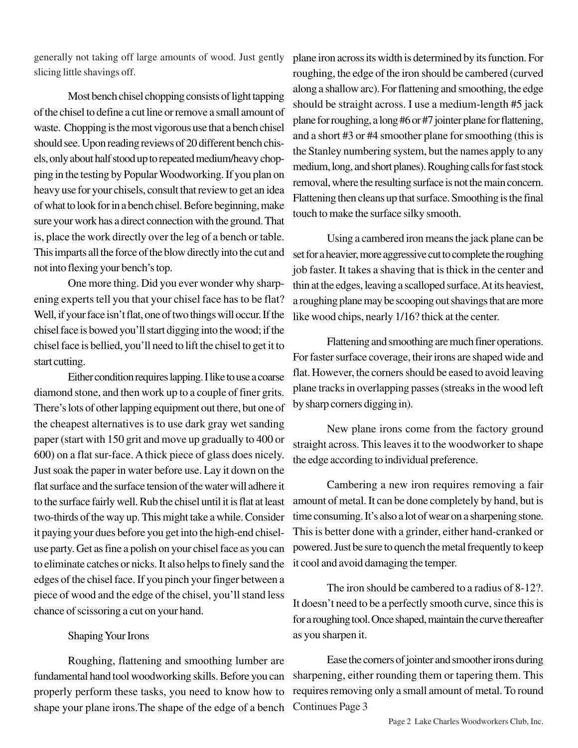generally not taking off large amounts of wood. Just gently slicing little shavings off.

Most bench chisel chopping consists of light tapping of the chisel to define a cut line or remove a small amount of waste. Chopping is the most vigorous use that a bench chisel should see. Upon reading reviews of 20 different bench chisels, only about half stood up to repeated medium/heavy chopping in the testing by Popular Woodworking. If you plan on heavy use for your chisels, consult that review to get an idea of what to look for in a bench chisel. Before beginning, make sure your work has a direct connection with the ground. That is, place the work directly over the leg of a bench or table. This imparts all the force of the blow directly into the cut and not into flexing your bench's top.

One more thing. Did you ever wonder why sharpening experts tell you that your chisel face has to be flat? Well, if your face isn't flat, one of two things will occur. If the chisel face is bowed you'll start digging into the wood; if the chisel face is bellied, you'll need to lift the chisel to get it to start cutting.

Either condition requires lapping. I like to use a coarse diamond stone, and then work up to a couple of finer grits. There's lots of other lapping equipment out there, but one of the cheapest alternatives is to use dark gray wet sanding paper (start with 150 grit and move up gradually to 400 or 600) on a flat sur-face. A thick piece of glass does nicely. Just soak the paper in water before use. Lay it down on the flat surface and the surface tension of the water will adhere it to the surface fairly well. Rub the chisel until it is flat at least two-thirds of the way up. This might take a while. Consider it paying your dues before you get into the high-end chisel-use party. Get as fine a polish on your chisel face as you can to eliminate catches or nicks. It also helps to finely sand the edges of the chisel face. If you pinch your finger between a piece of wood and the edge of the chisel, you'll stand less chance of scissoring a cut on your hand.

## Shaping Your Irons

Roughing, flattening and smoothing lumber are fundamental hand tool woodworking skills. Before you can properly perform these tasks, you need to know how to shape your plane irons.The shape of the edge of a bench plane iron across its width is determined by its function. For roughing, the edge of the iron should be cambered (curved along a shallow arc). For flattening and smoothing, the edge should be straight across. I use a medium-length #5 jack plane for roughing, a long #6 or #7 jointer plane for flattening, and a short #3 or #4 smoother plane for smoothing (this is the Stanley numbering system, but the names apply to any medium, long, and short planes). Roughing calls for fast stock removal, where the resulting surface is not the main concern. Flattening then cleans up that surface. Smoothing is the final touch to make the surface silky smooth.

Using a cambered iron means the jack plane can be set for a heavier, more aggressive cut to complete the roughing job faster. It takes a shaving that is thick in the center and thin at the edges, leaving a scalloped surface. At its heaviest, a roughing plane may be scooping out shavings that are more like wood chips, nearly 1/16? thick at the center.

Flattening and smoothing are much finer operations. For faster surface coverage, their irons are shaped wide and flat. However, the corners should be eased to avoid leaving plane tracks in overlapping passes (streaks in the wood left by sharp corners digging in).

New plane irons come from the factory ground straight across. This leaves it to the woodworker to shape the edge according to individual preference.

Cambering a new iron requires removing a fair amount of metal. It can be done completely by hand, but is time consuming. It's also a lot of wear on a sharpening stone. This is better done with a grinder, either hand-cranked or powered. Just be sure to quench the metal frequently to keep it cool and avoid damaging the temper.

The iron should be cambered to a radius of 8-12?. It doesn't need to be a perfectly smooth curve, since this is for a roughing tool. Once shaped, maintain the curve thereafter as you sharpen it.

Ease the corners of jointer and smoother irons during sharpening, either rounding them or tapering them. This requires removing only a small amount of metal. To round

Continues Page 3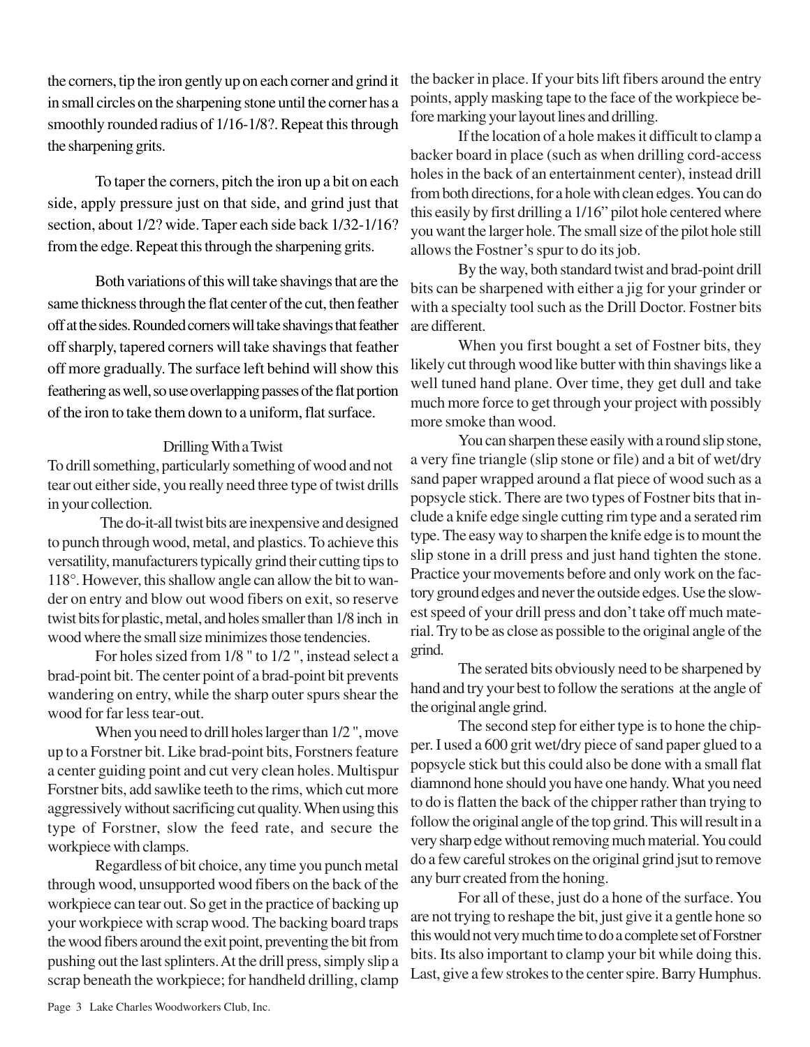the corners, tip the iron gently up on each corner and grind it in small circles on the sharpening stone until the corner has a smoothly rounded radius of 1/16-1/8?. Repeat this through the sharpening grits.

To taper the corners, pitch the iron up a bit on each side, apply pressure just on that side, and grind just that section, about 1/2? wide. Taper each side back 1/32-1/16? from the edge. Repeat this through the sharpening grits.

Both variations of this will take shavings that are the same thickness through the flat center of the cut, then feather off at the sides. Rounded corners will take shavings that feather off sharply, tapered corners will take shavings that feather off more gradually. The surface left behind will show this feathering as well, so use overlapping passes of the flat portion of the iron to take them down to a uniform, flat surface.

## Drilling With a Twist

To drill something, particularly something of wood and not tear out either side, you really need three type of twist drills in your collection.

The do-it-all twist bits are inexpensive and designed to punch through wood, metal, and plastics. To achieve this versatility, manufacturers typically grind their cutting tips to 118°. However, this shallow angle can allow the bit to wander on entry and blow out wood fibers on exit, so reserve twist bits for plastic, metal, and holes smaller than 1/8 inch in wood where the small size minimizes those tendencies.

For holes sized from 1/8 " to 1/2 ", instead select a brad-point bit. The center point of a brad-point bit prevents wandering on entry, while the sharp outer spurs shear the wood for far less tear-out.

When you need to drill holes larger than 1/2 ", move up to a Forstner bit. Like brad-point bits, Forstners feature a center guiding point and cut very clean holes. Multispur Forstner bits, add sawlike teeth to the rims, which cut more aggressively without sacrificing cut quality. When using this type of Forstner, slow the feed rate, and secure the workpiece with clamps.

Regardless of bit choice, any time you punch metal through wood, unsupported wood fibers on the back of the workpiece can tear out. So get in the practice of backing up your workpiece with scrap wood. The backing board traps the wood fibers around the exit point, preventing the bit from pushing out the last splinters. At the drill press, simply slip a scrap beneath the workpiece; for handheld drilling, clamp the backer in place. If your bits lift fibers around the entry points, apply masking tape to the face of the workpiece before marking your layout lines and drilling.

If the location of a hole makes it difficult to clamp a backer board in place (such as when drilling cord-access holes in the back of an entertainment center), instead drill from both directions, for a hole with clean edges. You can do this easily by first drilling a 1/16" pilot hole centered where you want the larger hole. The small size of the pilot hole still allows the Fostner's spur to do its job.

By the way, both standard twist and brad-point drill bits can be sharpened with either a jig for your grinder or with a specialty tool such as the Drill Doctor. Fostner bits are different.

When you first bought a set of Fostner bits, they likely cut through wood like butter with thin shavings like a well tuned hand plane. Over time, they get dull and take much more force to get through your project with possibly more smoke than wood.

You can sharpen these easily with a round slip stone, a very fine triangle (slip stone or file) and a bit of wet/dry sand paper wrapped around a flat piece of wood such as a popsycle stick. There are two types of Fostner bits that include a knife edge single cutting rim type and a serated rim type. The easy way to sharpen the knife edge is to mount the slip stone in a drill press and just hand tighten the stone. Practice your movements before and only work on the factory ground edges and never the outside edges. Use the slowest speed of your drill press and don't take off much material. Try to be as close as possible to the original angle of the grind.

The serated bits obviously need to be sharpened by hand and try your best to follow the serations at the angle of the original angle grind.

The second step for either type is to hone the chipper. I used a 600 grit wet/dry piece of sand paper glued to a popsycle stick but this could also be done with a small flat diamnond hone should you have one handy. What you need to do is flatten the back of the chipper rather than trying to follow the original angle of the top grind. This will result in a very sharp edge without removing much material. You could do a few careful strokes on the original grind jsut to remove any burr created from the honing.

For all of these, just do a hone of the surface. You are not trying to reshape the bit, just give it a gentle hone so this would not very much time to do a complete set of Forstner bits. Its also important to clamp your bit while doing this. Last, give a few strokes to the center spire. Barry Humphus.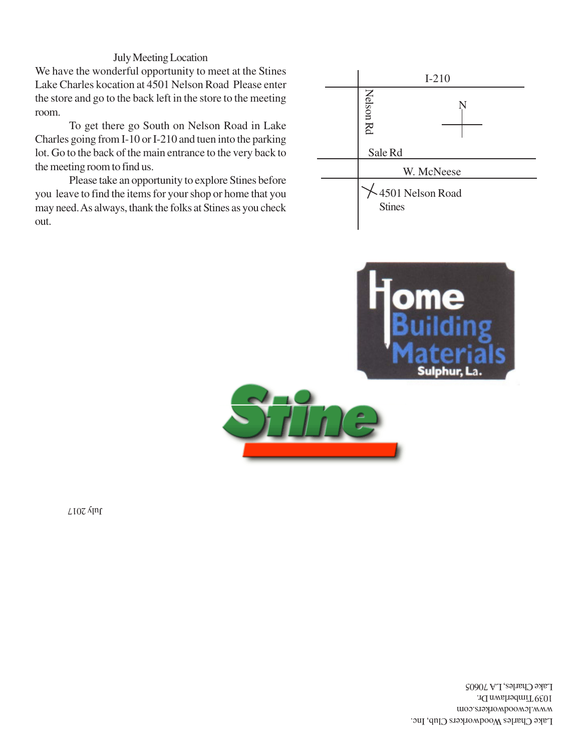## July Meeting Location

We have the wonderful opportunity to meet at the Stines Lake Charles kocation at 4501 Nelson Road Please enter the store and go to the back left in the store to the meeting room.

To get there go South on Nelson Road in Lake Charles going from I-10 or I-210 and tuen into the parking lot. Go to the back of the main entrance to the very back to the meeting room to find us.

Please take an opportunity to explore Stines before you leave to find the items for your shop or home that you may need. As always, thank the folks at Stines as you check out.

I-210

Nelson Rd

N

Sale Rd

W. McNeese

4501 Nelson Road
Stines

Home Building Materials
Sulphur, La.

Stine

July 2017

Lake Charles Woodworkers Club, Inc.
www.lcwoodworkers.com
1039 Timberlawn Dr.
Lake Charles, LA 70605